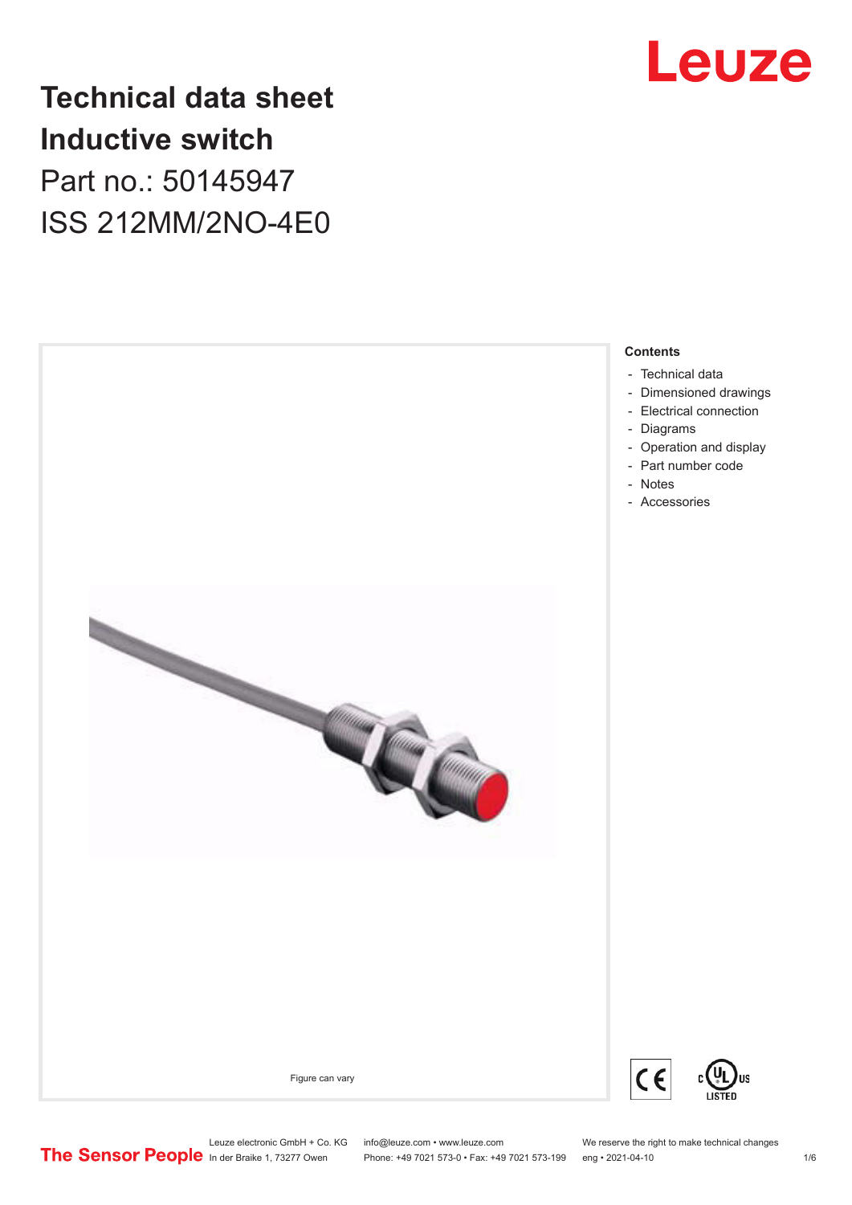# Technical data sheet
# Inductive switch

Part no.: 50145947

ISS 212MM/2NO-4E0

Figure can vary

**Contents**

- Technical data
- Dimensioned drawings
- Electrical connection
- Diagrams
- Operation and display
- Part number code
- Notes
- Accessories

Leuze electronic GmbH + Co. KG
In der Braike 1, 73277 Owen

info@leuze.com • www.leuze.com
Phone: +49 7021 573-0 • Fax: +49 7021 573-199

We reserve the right to make technical changes
eng • 2021-04-10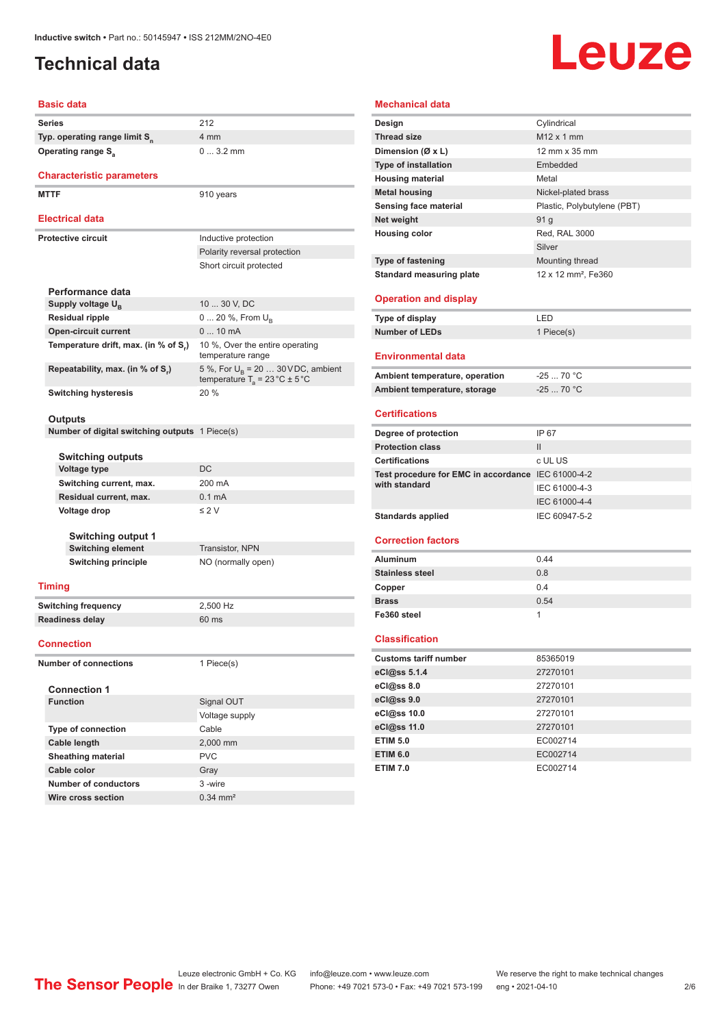# Technical data

## Basic data

| | |
|---|---|
| Series | 212 |
| Typ. operating range limit $S_n$ | 4 mm |
| Operating range $S_a$ | 0 ... 3.2 mm |

## Characteristic parameters

| | |
|---|---|
| MTTF | 910 years |

## Electrical data

| | |
|---|---|
| Protective circuit | Inductive protection |
| | Polarity reversal protection |
| | Short circuit protected |

### Performance data

| | |
|---|---|
| Supply voltage $U_B$ | 10 ... 30 V, DC |
| Residual ripple | 0 ... 20 %, From $U_B$ |
| Open-circuit current | 0 ... 10 mA |
| Temperature drift, max. (in % of $S_r$) | 10 %, Over the entire operating temperature range |
| Repeatability, max. (in % of $S_r$) | 5 %, For $U_B$ = 20 … 30 V DC, ambient temperature $T_a$ = 23 °C ± 5 °C |
| Switching hysteresis | 20 % |

### Outputs

| | |
|---|---|
| Number of digital switching outputs | 1 Piece(s) |

#### Switching outputs

| | |
|---|---|
| Voltage type | DC |
| Switching current, max. | 200 mA |
| Residual current, max. | 0.1 mA |
| Voltage drop | ≤ 2 V |

##### Switching output 1

| | |
|---|---|
| Switching element | Transistor, NPN |
| Switching principle | NO (normally open) |

## Timing

| | |
|---|---|
| Switching frequency | 2,500 Hz |
| Readiness delay | 60 ms |

## Connection

| | |
|---|---|
| Number of connections | 1 Piece(s) |

### Connection 1

| | |
|---|---|
| Function | Signal OUT |
| | Voltage supply |
| Type of connection | Cable |
| Cable length | 2,000 mm |
| Sheathing material | PVC |
| Cable color | Gray |
| Number of conductors | 3 -wire |
| Wire cross section | 0.34 mm² |

## Mechanical data

| | |
|---|---|
| Design | Cylindrical |
| Thread size | M12 x 1 mm |
| Dimension (Ø x L) | 12 mm x 35 mm |
| Type of installation | Embedded |
| Housing material | Metal |
| Metal housing | Nickel-plated brass |
| Sensing face material | Plastic, Polybutylene (PBT) |
| Net weight | 91 g |
| Housing color | Red, RAL 3000 |
| | Silver |
| Type of fastening | Mounting thread |
| Standard measuring plate | 12 x 12 mm², Fe360 |

## Operation and display

| | |
|---|---|
| Type of display | LED |
| Number of LEDs | 1 Piece(s) |

## Environmental data

| | |
|---|---|
| Ambient temperature, operation | -25 ... 70 °C |
| Ambient temperature, storage | -25 ... 70 °C |

## Certifications

| | |
|---|---|
| Degree of protection | IP 67 |
| Protection class | II |
| Certifications | c UL US |
| Test procedure for EMC in accordance with standard | IEC 61000-4-2 |
| | IEC 61000-4-3 |
| | IEC 61000-4-4 |
| Standards applied | IEC 60947-5-2 |

## Correction factors

| | |
|---|---|
| Aluminum | 0.44 |
| Stainless steel | 0.8 |
| Copper | 0.4 |
| Brass | 0.54 |
| Fe360 steel | 1 |

## Classification

| | |
|---|---|
| Customs tariff number | 85365019 |
| eCl@ss 5.1.4 | 27270101 |
| eCl@ss 8.0 | 27270101 |
| eCl@ss 9.0 | 27270101 |
| eCl@ss 10.0 | 27270101 |
| eCl@ss 11.0 | 27270101 |
| ETIM 5.0 | EC002714 |
| ETIM 6.0 | EC002714 |
| ETIM 7.0 | EC002714 |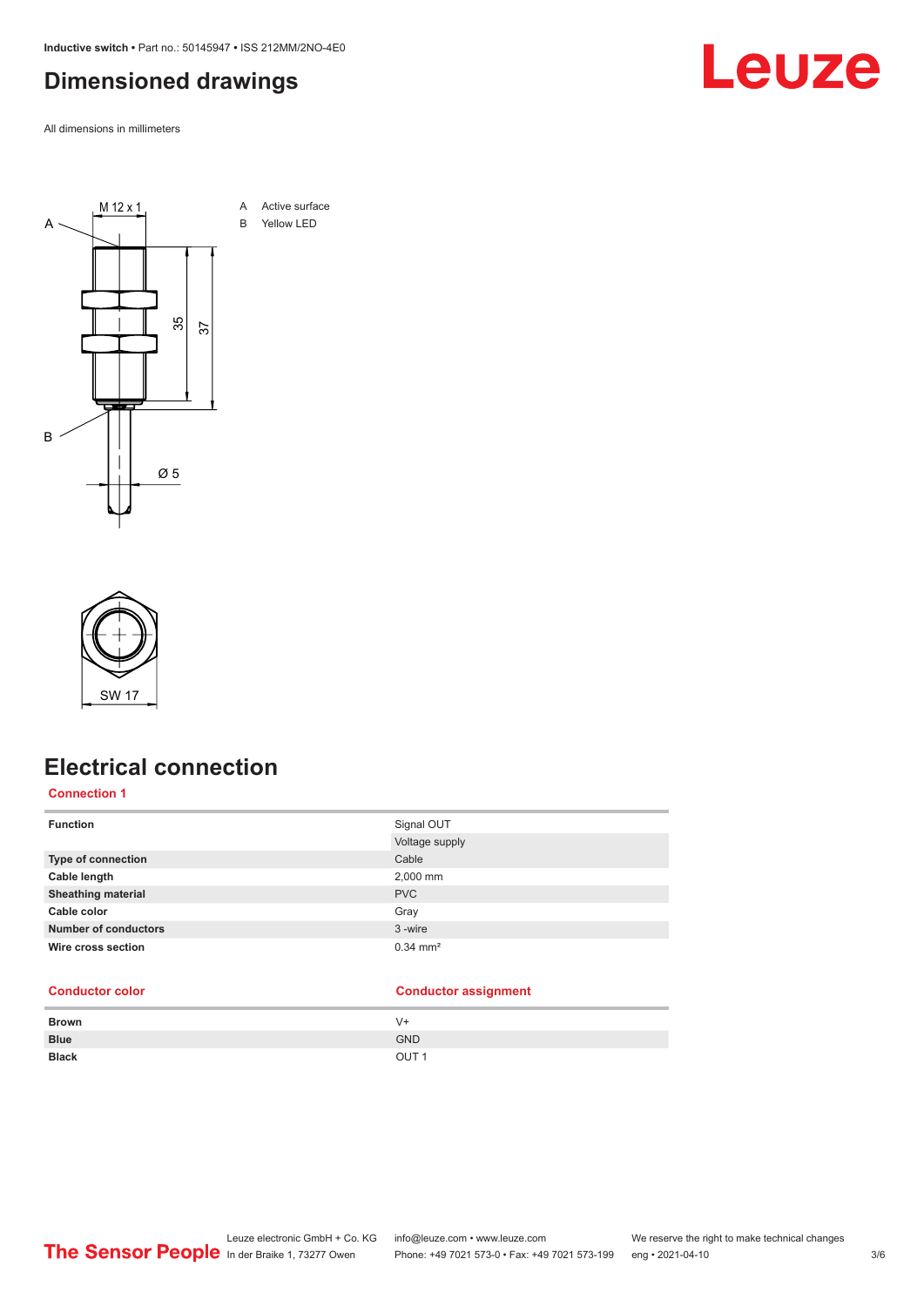## Dimensioned drawings

All dimensions in millimeters

A Active surface
B Yellow LED

## Electrical connection

### Connection 1

| Function | Signal OUT |
|---|---|
| | Voltage supply |
| Type of connection | Cable |
| Cable length | 2,000 mm |
| Sheathing material | PVC |
| Cable color | Gray |
| Number of conductors | 3 -wire |
| Wire cross section | 0.34 mm² |

| Conductor color | Conductor assignment |
|---|---|
| Brown | V+ |
| Blue | GND |
| Black | OUT 1 |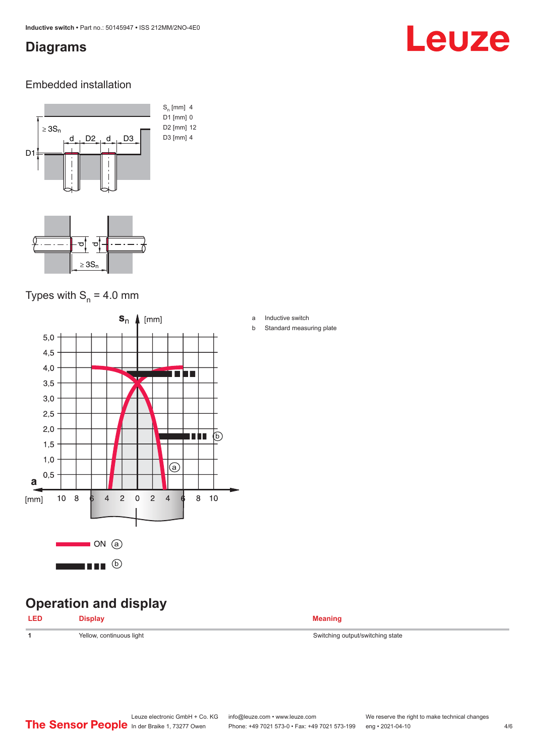## Diagrams

### Embedded installation

$S_n$ [mm] 4
D1 [mm] 0
D2 [mm] 12
D3 [mm] 4

### Types with $S_n$ = 4.0 mm

a Inductive switch
b Standard measuring plate

## Operation and display

| LED | Display | Meaning |
| --- | --- | --- |
| 1 | Yellow, continuous light | Switching output/switching state |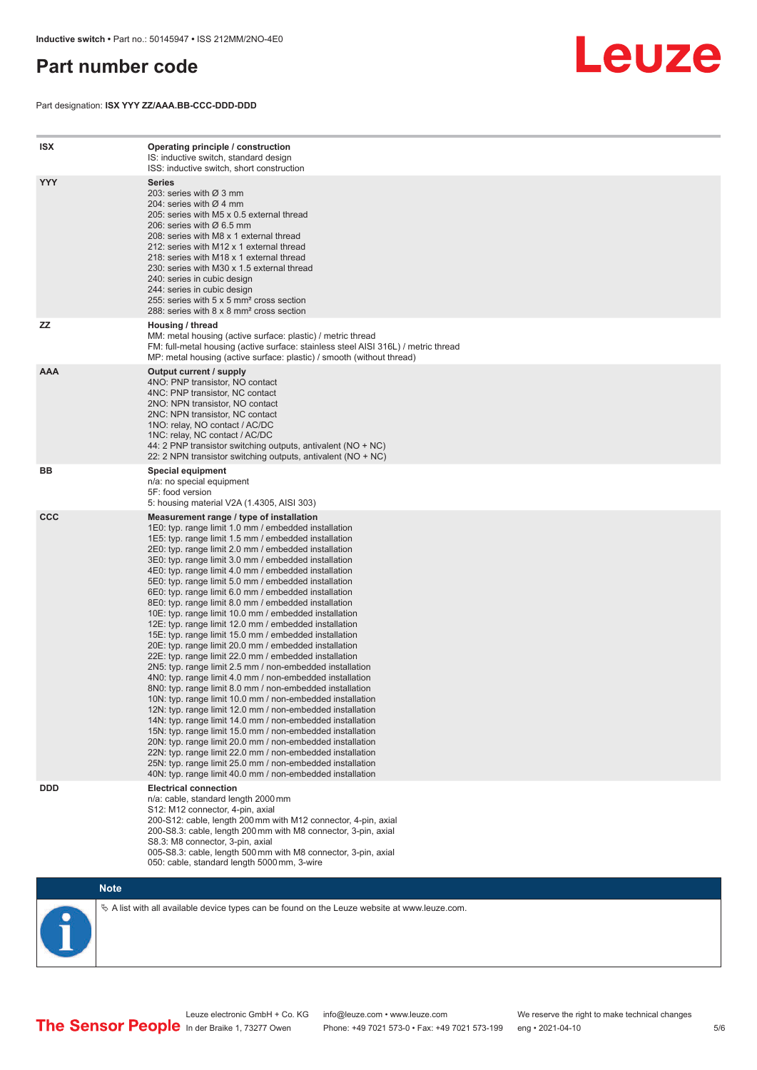# Part number code

Part designation: **ISX YYY ZZ/AAA.BB-CCC-DDD-DDD**

| | |
|---|---|
| **ISX** | **Operating principle / construction**<br>IS: inductive switch, standard design<br>ISS: inductive switch, short construction |
| **YYY** | **Series**<br>203: series with Ø 3 mm<br>204: series with Ø 4 mm<br>205: series with M5 x 0.5 external thread<br>206: series with Ø 6.5 mm<br>208: series with M8 x 1 external thread<br>212: series with M12 x 1 external thread<br>218: series with M18 x 1 external thread<br>230: series with M30 x 1.5 external thread<br>240: series in cubic design<br>244: series in cubic design<br>255: series with 5 x 5 mm² cross section<br>288: series with 8 x 8 mm² cross section |
| **ZZ** | **Housing / thread**<br>MM: metal housing (active surface: plastic) / metric thread<br>FM: full-metal housing (active surface: stainless steel AISI 316L) / metric thread<br>MP: metal housing (active surface: plastic) / smooth (without thread) |
| **AAA** | **Output current / supply**<br>4NO: PNP transistor, NO contact<br>4NC: PNP transistor, NC contact<br>2NO: NPN transistor, NO contact<br>2NC: NPN transistor, NC contact<br>1NO: relay, NO contact / AC/DC<br>1NC: relay, NC contact / AC/DC<br>44: 2 PNP transistor switching outputs, antivalent (NO + NC)<br>22: 2 NPN transistor switching outputs, antivalent (NO + NC) |
| **BB** | **Special equipment**<br>n/a: no special equipment<br>5F: food version<br>5: housing material V2A (1.4305, AISI 303) |
| **CCC** | **Measurement range / type of installation**<br>1E0: typ. range limit 1.0 mm / embedded installation<br>1E5: typ. range limit 1.5 mm / embedded installation<br>2E0: typ. range limit 2.0 mm / embedded installation<br>3E0: typ. range limit 3.0 mm / embedded installation<br>4E0: typ. range limit 4.0 mm / embedded installation<br>5E0: typ. range limit 5.0 mm / embedded installation<br>6E0: typ. range limit 6.0 mm / embedded installation<br>8E0: typ. range limit 8.0 mm / embedded installation<br>10E: typ. range limit 10.0 mm / embedded installation<br>12E: typ. range limit 12.0 mm / embedded installation<br>15E: typ. range limit 15.0 mm / embedded installation<br>20E: typ. range limit 20.0 mm / embedded installation<br>22E: typ. range limit 22.0 mm / embedded installation<br>2N5: typ. range limit 2.5 mm / non-embedded installation<br>4N0: typ. range limit 4.0 mm / non-embedded installation<br>8N0: typ. range limit 8.0 mm / non-embedded installation<br>10N: typ. range limit 10.0 mm / non-embedded installation<br>12N: typ. range limit 12.0 mm / non-embedded installation<br>14N: typ. range limit 14.0 mm / non-embedded installation<br>15N: typ. range limit 15.0 mm / non-embedded installation<br>20N: typ. range limit 20.0 mm / non-embedded installation<br>22N: typ. range limit 22.0 mm / non-embedded installation<br>25N: typ. range limit 25.0 mm / non-embedded installation<br>40N: typ. range limit 40.0 mm / non-embedded installation |
| **DDD** | **Electrical connection**<br>n/a: cable, standard length 2000 mm<br>S12: M12 connector, 4-pin, axial<br>200-S12: cable, length 200 mm with M12 connector, 4-pin, axial<br>200-S8.3: cable, length 200 mm with M8 connector, 3-pin, axial<br>S8.3: M8 connector, 3-pin, axial<br>005-S8.3: cable, length 500 mm with M8 connector, 3-pin, axial<br>050: cable, standard length 5000 mm, 3-wire |

**Note**

↳ A list with all available device types can be found on the Leuze website at www.leuze.com.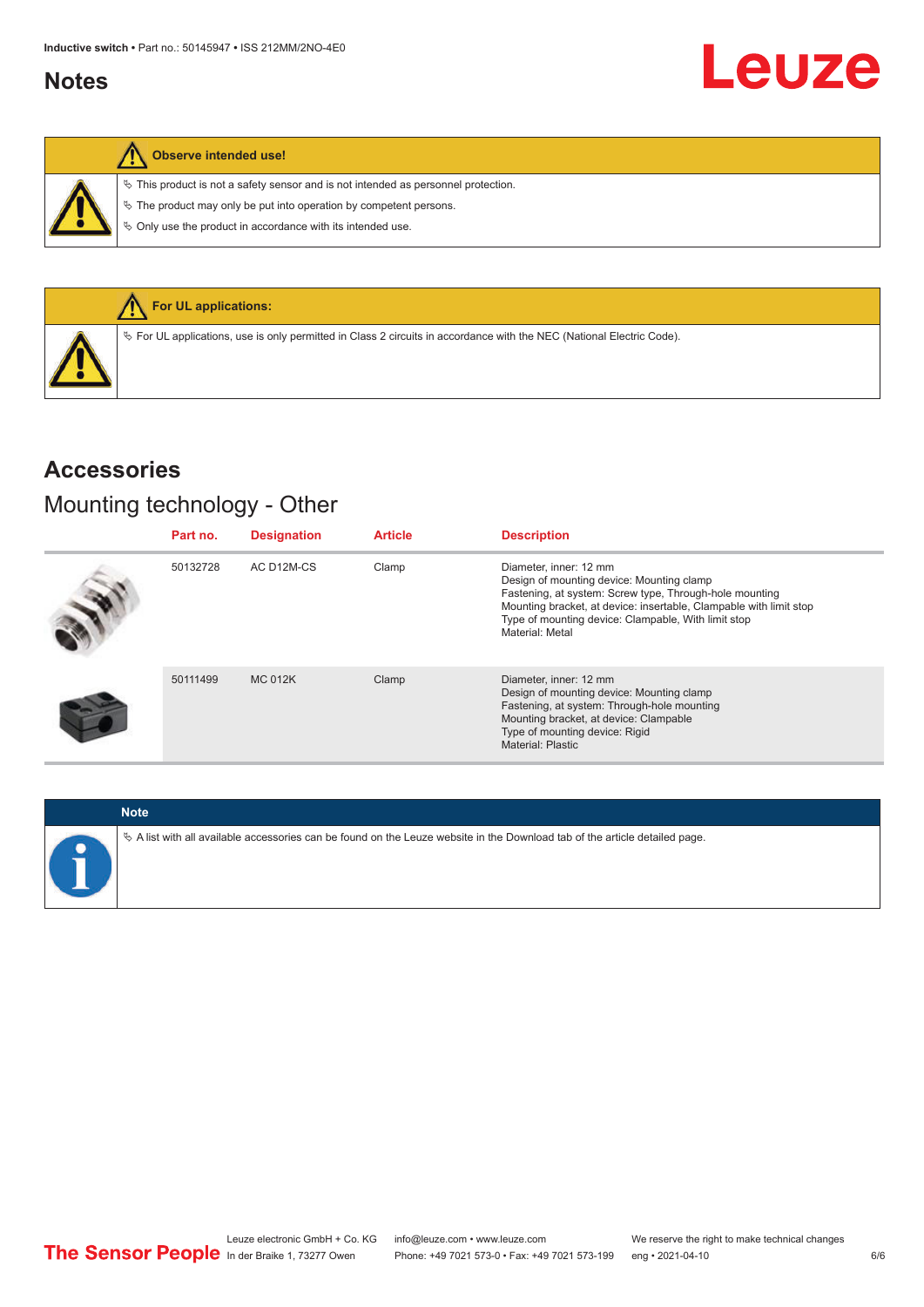## Notes

**Observe intended use!**

- ✎ This product is not a safety sensor and is not intended as personnel protection.
- ✎ The product may only be put into operation by competent persons.
- ✎ Only use the product in accordance with its intended use.

**For UL applications:**

- ✎ For UL applications, use is only permitted in Class 2 circuits in accordance with the NEC (National Electric Code).

# Accessories

## Mounting technology - Other

| Part no. | Designation | Article | Description |
|---|---|---|---|
| 50132728 | AC D12M-CS | Clamp | Diameter, inner: 12 mm<br>Design of mounting device: Mounting clamp<br>Fastening, at system: Screw type, Through-hole mounting<br>Mounting bracket, at device: insertable, Clampable with limit stop<br>Type of mounting device: Clampable, With limit stop<br>Material: Metal |
| 50111499 | MC 012K | Clamp | Diameter, inner: 12 mm<br>Design of mounting device: Mounting clamp<br>Fastening, at system: Through-hole mounting<br>Mounting bracket, at device: Clampable<br>Type of mounting device: Rigid<br>Material: Plastic |

**Note**

- ✎ A list with all available accessories can be found on the Leuze website in the Download tab of the article detailed page.